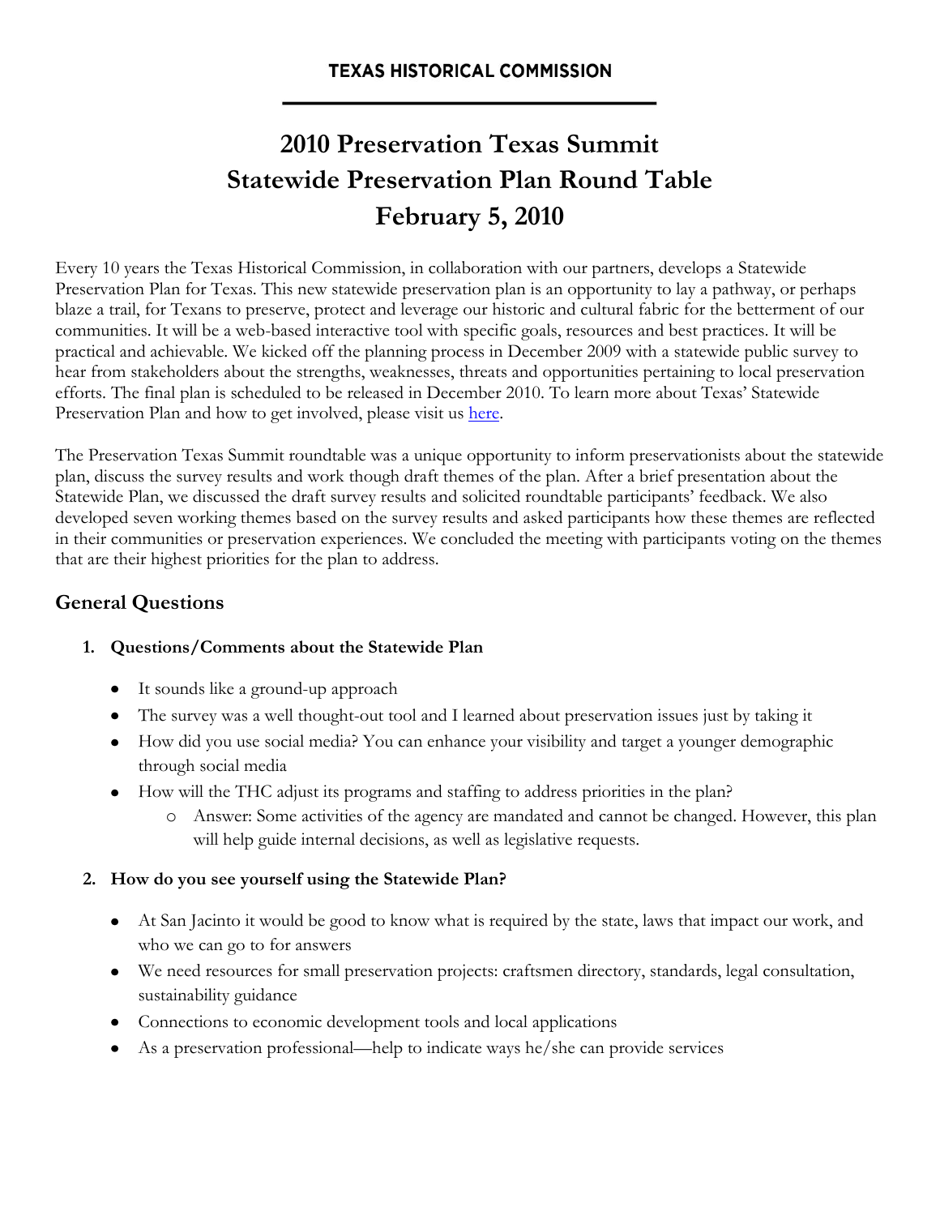**TEXAS HISTORICAL COMMISSION**

# 2010 Preservation Texas Summit
# Statewide Preservation Plan Round Table
# February 5, 2010

Every 10 years the Texas Historical Commission, in collaboration with our partners, develops a Statewide Preservation Plan for Texas. This new statewide preservation plan is an opportunity to lay a pathway, or perhaps blaze a trail, for Texans to preserve, protect and leverage our historic and cultural fabric for the betterment of our communities. It will be a web-based interactive tool with specific goals, resources and best practices. It will be practical and achievable. We kicked off the planning process in December 2009 with a statewide public survey to hear from stakeholders about the strengths, weaknesses, threats and opportunities pertaining to local preservation efforts. The final plan is scheduled to be released in December 2010. To learn more about Texas' Statewide Preservation Plan and how to get involved, please visit us here.

The Preservation Texas Summit roundtable was a unique opportunity to inform preservationists about the statewide plan, discuss the survey results and work though draft themes of the plan. After a brief presentation about the Statewide Plan, we discussed the draft survey results and solicited roundtable participants' feedback. We also developed seven working themes based on the survey results and asked participants how these themes are reflected in their communities or preservation experiences. We concluded the meeting with participants voting on the themes that are their highest priorities for the plan to address.

## General Questions

1. **Questions/Comments about the Statewide Plan**
   - It sounds like a ground-up approach
   - The survey was a well thought-out tool and I learned about preservation issues just by taking it
   - How did you use social media? You can enhance your visibility and target a younger demographic through social media
   - How will the THC adjust its programs and staffing to address priorities in the plan?
     - Answer: Some activities of the agency are mandated and cannot be changed. However, this plan will help guide internal decisions, as well as legislative requests.

2. **How do you see yourself using the Statewide Plan?**
   - At San Jacinto it would be good to know what is required by the state, laws that impact our work, and who we can go to for answers
   - We need resources for small preservation projects: craftsmen directory, standards, legal consultation, sustainability guidance
   - Connections to economic development tools and local applications
   - As a preservation professional—help to indicate ways he/she can provide services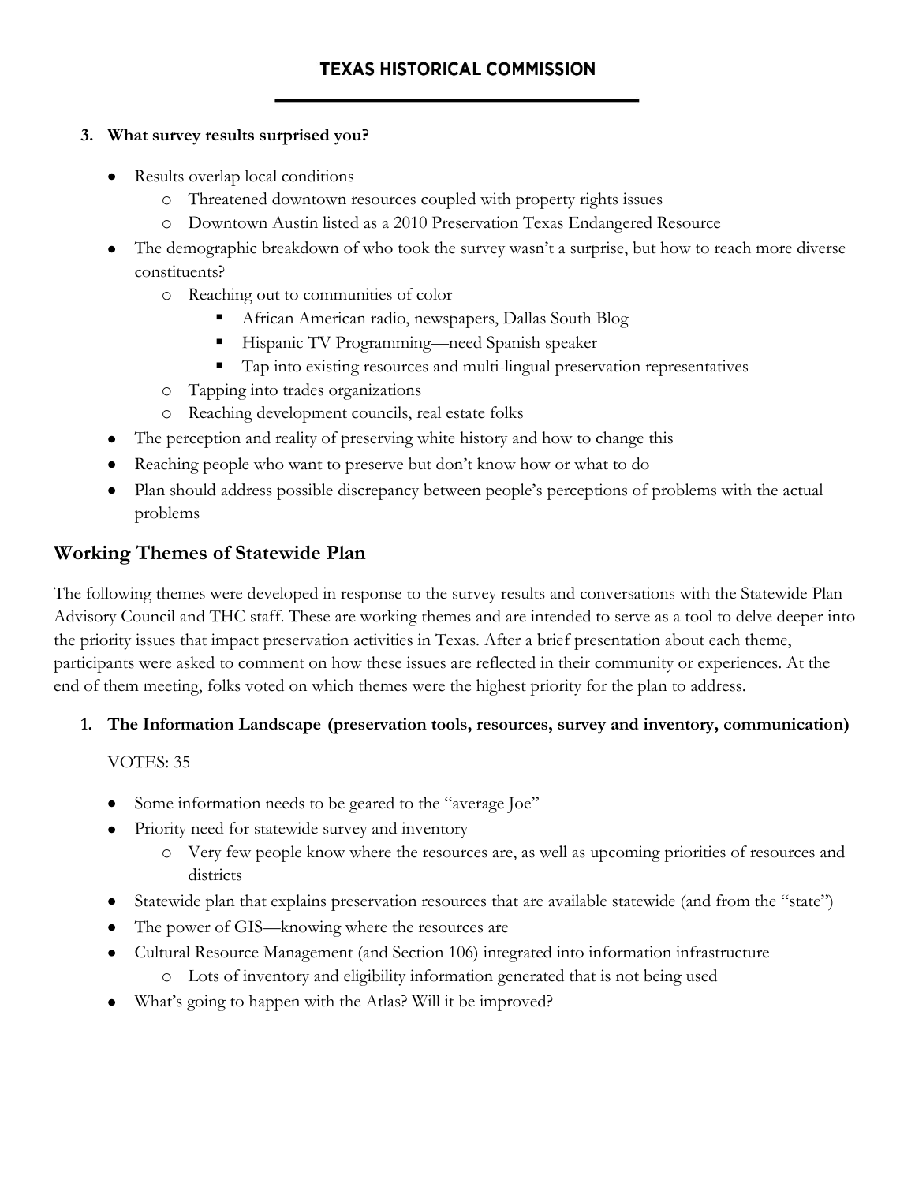3. **What survey results surprised you?**

- Results overlap local conditions
  - Threatened downtown resources coupled with property rights issues
  - Downtown Austin listed as a 2010 Preservation Texas Endangered Resource
- The demographic breakdown of who took the survey wasn't a surprise, but how to reach more diverse constituents?
  - Reaching out to communities of color
    - African American radio, newspapers, Dallas South Blog
    - Hispanic TV Programming—need Spanish speaker
    - Tap into existing resources and multi-lingual preservation representatives
  - Tapping into trades organizations
  - Reaching development councils, real estate folks
- The perception and reality of preserving white history and how to change this
- Reaching people who want to preserve but don't know how or what to do
- Plan should address possible discrepancy between people's perceptions of problems with the actual problems

## Working Themes of Statewide Plan

The following themes were developed in response to the survey results and conversations with the Statewide Plan Advisory Council and THC staff. These are working themes and are intended to serve as a tool to delve deeper into the priority issues that impact preservation activities in Texas. After a brief presentation about each theme, participants were asked to comment on how these issues are reflected in their community or experiences. At the end of them meeting, folks voted on which themes were the highest priority for the plan to address.

1. **The Information Landscape (preservation tools, resources, survey and inventory, communication)**

   VOTES: 35

- Some information needs to be geared to the "average Joe"
- Priority need for statewide survey and inventory
  - Very few people know where the resources are, as well as upcoming priorities of resources and districts
- Statewide plan that explains preservation resources that are available statewide (and from the "state")
- The power of GIS—knowing where the resources are
- Cultural Resource Management (and Section 106) integrated into information infrastructure
  - Lots of inventory and eligibility information generated that is not being used
- What's going to happen with the Atlas? Will it be improved?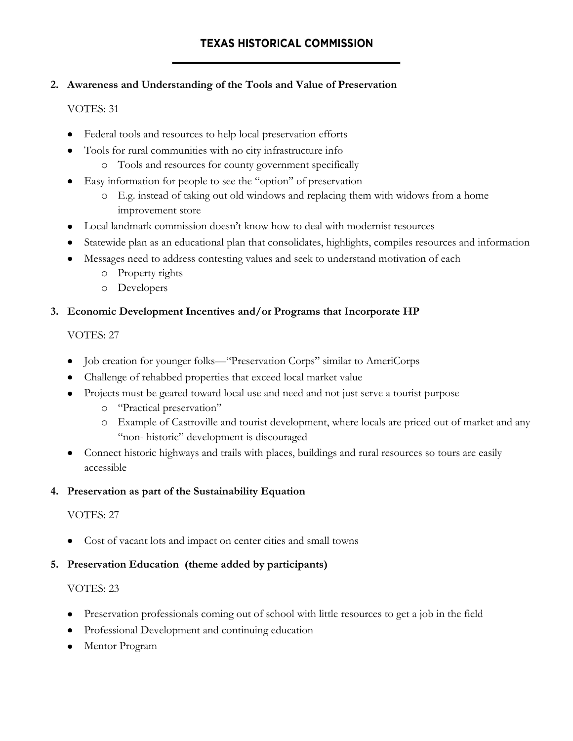2. **Awareness and Understanding of the Tools and Value of Preservation**

   VOTES: 31

   - Federal tools and resources to help local preservation efforts
   - Tools for rural communities with no city infrastructure info
     - Tools and resources for county government specifically
   - Easy information for people to see the "option" of preservation
     - E.g. instead of taking out old windows and replacing them with widows from a home improvement store
   - Local landmark commission doesn't know how to deal with modernist resources
   - Statewide plan as an educational plan that consolidates, highlights, compiles resources and information
   - Messages need to address contesting values and seek to understand motivation of each
     - Property rights
     - Developers

3. **Economic Development Incentives and/or Programs that Incorporate HP**

   VOTES: 27

   - Job creation for younger folks—"Preservation Corps" similar to AmeriCorps
   - Challenge of rehabbed properties that exceed local market value
   - Projects must be geared toward local use and need and not just serve a tourist purpose
     - "Practical preservation"
     - Example of Castroville and tourist development, where locals are priced out of market and any "non- historic" development is discouraged
   - Connect historic highways and trails with places, buildings and rural resources so tours are easily accessible

4. **Preservation as part of the Sustainability Equation**

   VOTES: 27

   - Cost of vacant lots and impact on center cities and small towns

5. **Preservation Education (theme added by participants)**

   VOTES: 23

   - Preservation professionals coming out of school with little resources to get a job in the field
   - Professional Development and continuing education
   - Mentor Program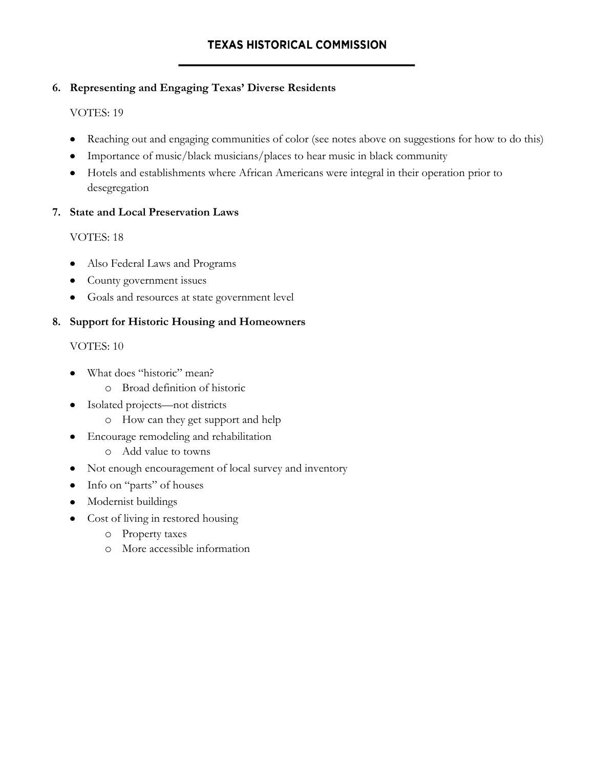6. **Representing and Engaging Texas' Diverse Residents**

   VOTES: 19

   - Reaching out and engaging communities of color (see notes above on suggestions for how to do this)
   - Importance of music/black musicians/places to hear music in black community
   - Hotels and establishments where African Americans were integral in their operation prior to desegregation

7. **State and Local Preservation Laws**

   VOTES: 18

   - Also Federal Laws and Programs
   - County government issues
   - Goals and resources at state government level

8. **Support for Historic Housing and Homeowners**

   VOTES: 10

   - What does "historic" mean?
     - Broad definition of historic
   - Isolated projects—not districts
     - How can they get support and help
   - Encourage remodeling and rehabilitation
     - Add value to towns
   - Not enough encouragement of local survey and inventory
   - Info on "parts" of houses
   - Modernist buildings
   - Cost of living in restored housing
     - Property taxes
     - More accessible information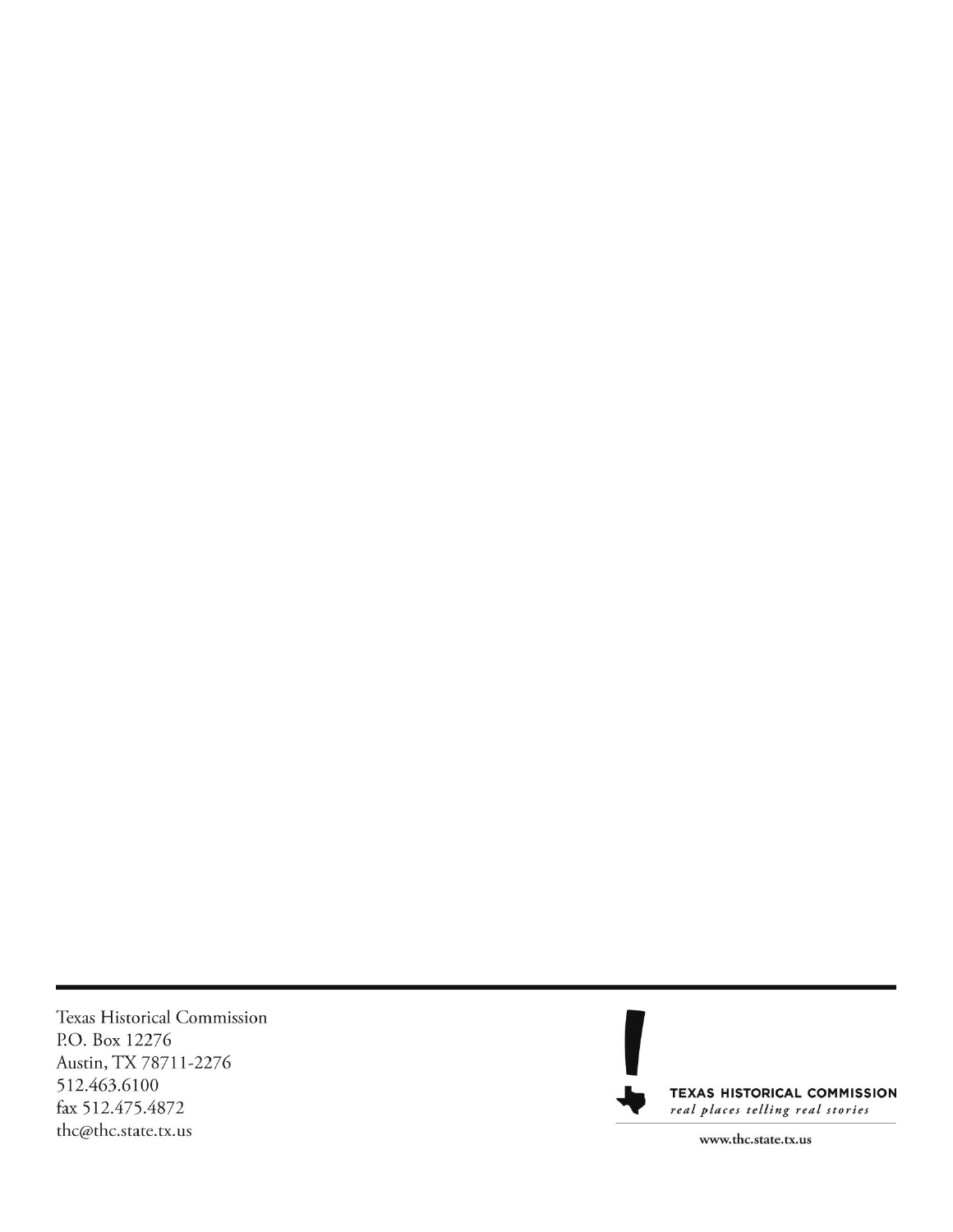Texas Historical Commission
P.O. Box 12276
Austin, TX 78711-2276
512.463.6100
fax 512.475.4872
thc@thc.state.tx.us

**TEXAS HISTORICAL COMMISSION**
*real places telling real stories*

**www.thc.state.tx.us**